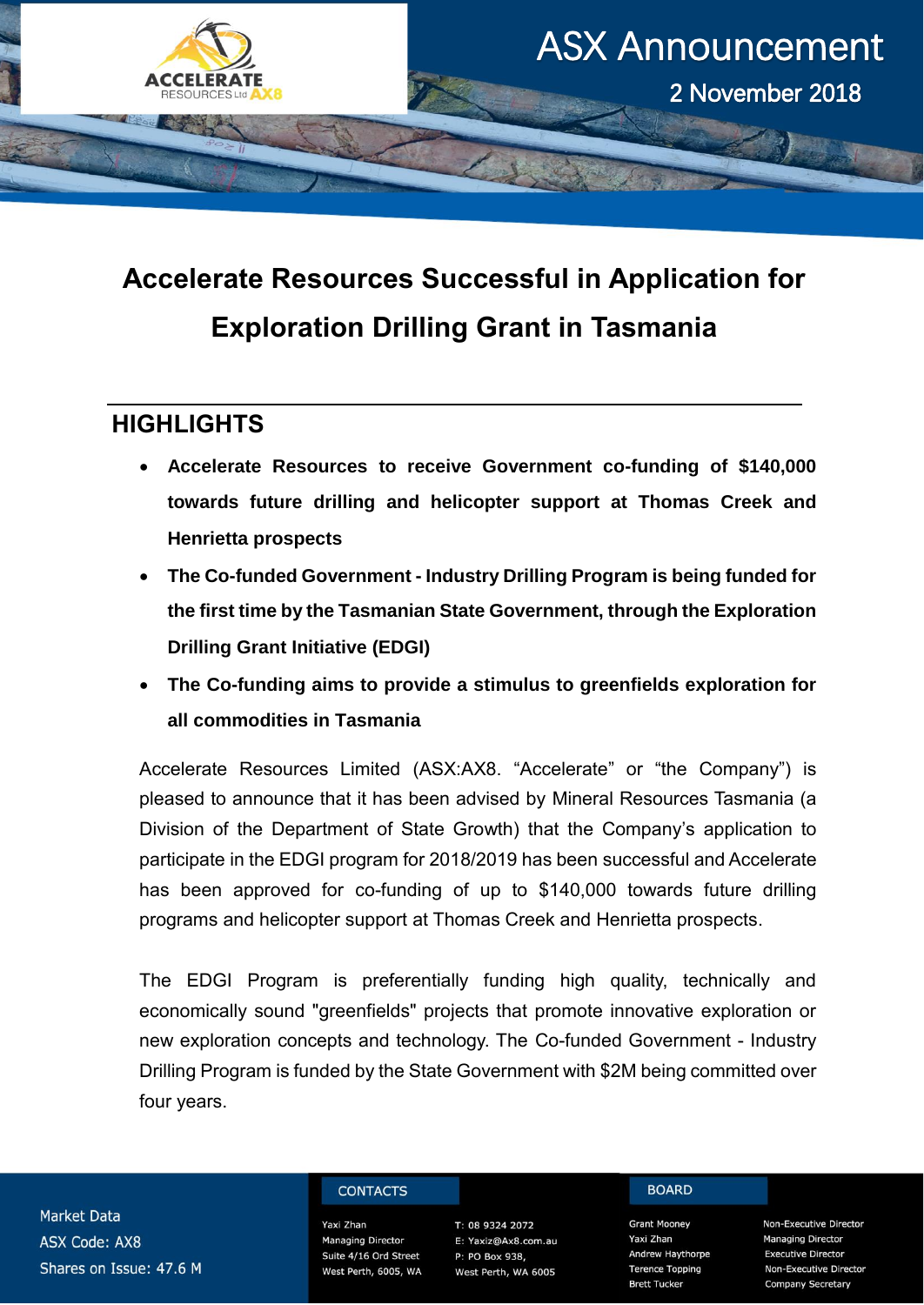# ASX Announcement

2 November 2018

## Accelerate Resources Successful in Application for Exploration Drilling Grant in Tasmania

## HIGHLIGHTS

- **Accelerate Resources to receive Government co-funding of $140,000 towards future drilling and helicopter support at Thomas Creek and Henrietta prospects**
- **The Co-funded Government - Industry Drilling Program is being funded for the first time by the Tasmanian State Government, through the Exploration Drilling Grant Initiative (EDGI)**
- **The Co-funding aims to provide a stimulus to greenfields exploration for all commodities in Tasmania**

Accelerate Resources Limited (ASX:AX8. "Accelerate" or "the Company") is pleased to announce that it has been advised by Mineral Resources Tasmania (a Division of the Department of State Growth) that the Company's application to participate in the EDGI program for 2018/2019 has been successful and Accelerate has been approved for co-funding of up to $140,000 towards future drilling programs and helicopter support at Thomas Creek and Henrietta prospects.

The EDGI Program is preferentially funding high quality, technically and economically sound "greenfields" projects that promote innovative exploration or new exploration concepts and technology. The Co-funded Government - Industry Drilling Program is funded by the State Government with $2M being committed over four years.

Market Data
ASX Code: AX8
Shares on Issue: 47.6 M

**CONTACTS**

Yaxi Zhan
Managing Director
Suite 4/16 Ord Street
West Perth, 6005, WA

T: 08 9324 2072
E: Yaxiz@Ax8.com.au
P: PO Box 938,
West Perth, WA 6005

**BOARD**

| | |
|---|---|
| Grant Mooney | Non-Executive Director |
| Yaxi Zhan | Managing Director |
| Andrew Haythorpe | Executive Director |
| Terence Topping | Non-Executive Director |
| Brett Tucker | Company Secretary |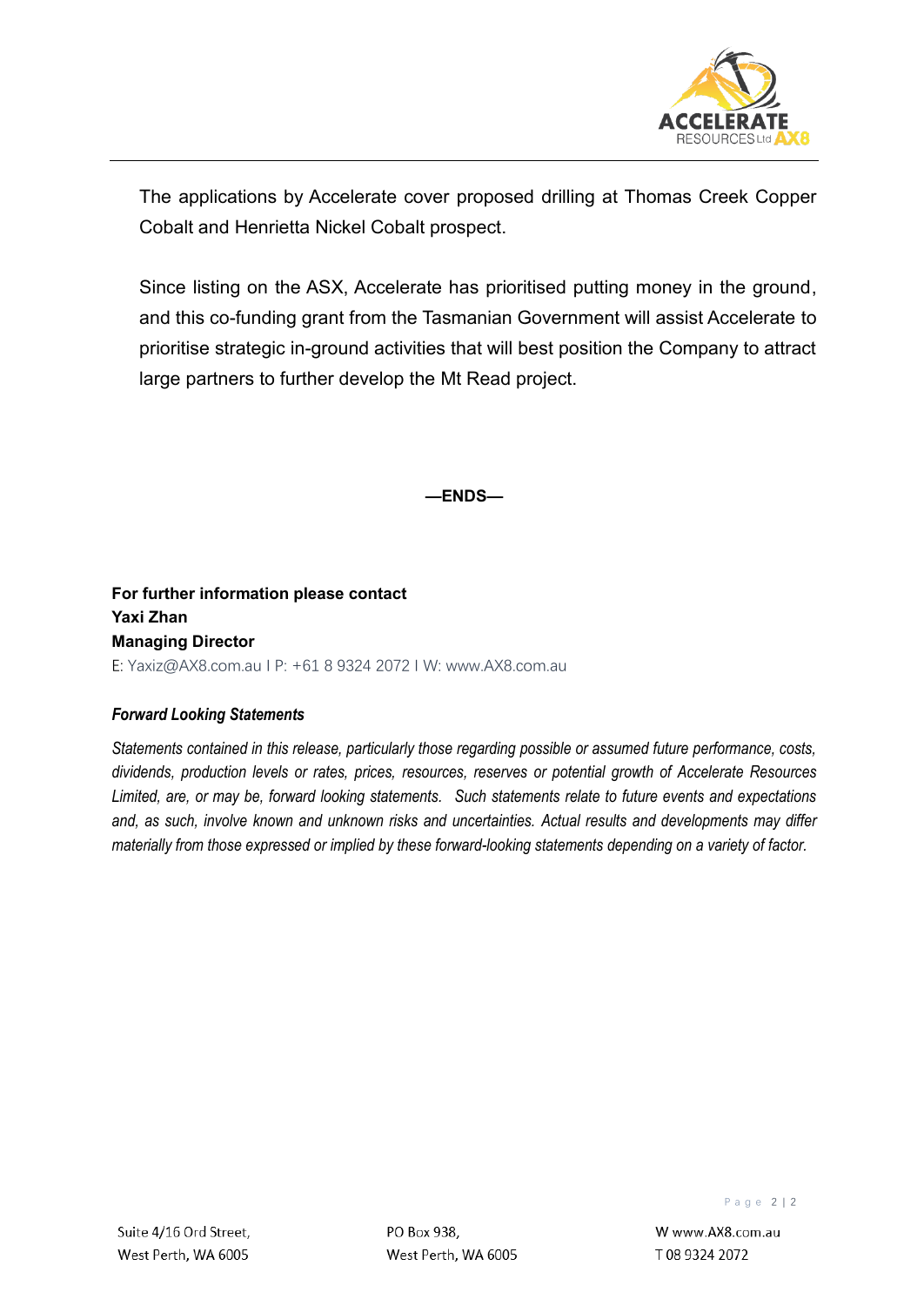The applications by Accelerate cover proposed drilling at Thomas Creek Copper Cobalt and Henrietta Nickel Cobalt prospect.

Since listing on the ASX, Accelerate has prioritised putting money in the ground, and this co-funding grant from the Tasmanian Government will assist Accelerate to prioritise strategic in-ground activities that will best position the Company to attract large partners to further develop the Mt Read project.

**—ENDS—**

**For further information please contact**
**Yaxi Zhan**
**Managing Director**
E: Yaxiz@AX8.com.au I P: +61 8 9324 2072 I W: www.AX8.com.au

***Forward Looking Statements***

*Statements contained in this release, particularly those regarding possible or assumed future performance, costs, dividends, production levels or rates, prices, resources, reserves or potential growth of Accelerate Resources Limited, are, or may be, forward looking statements. Such statements relate to future events and expectations and, as such, involve known and unknown risks and uncertainties. Actual results and developments may differ materially from those expressed or implied by these forward-looking statements depending on a variety of factor.*